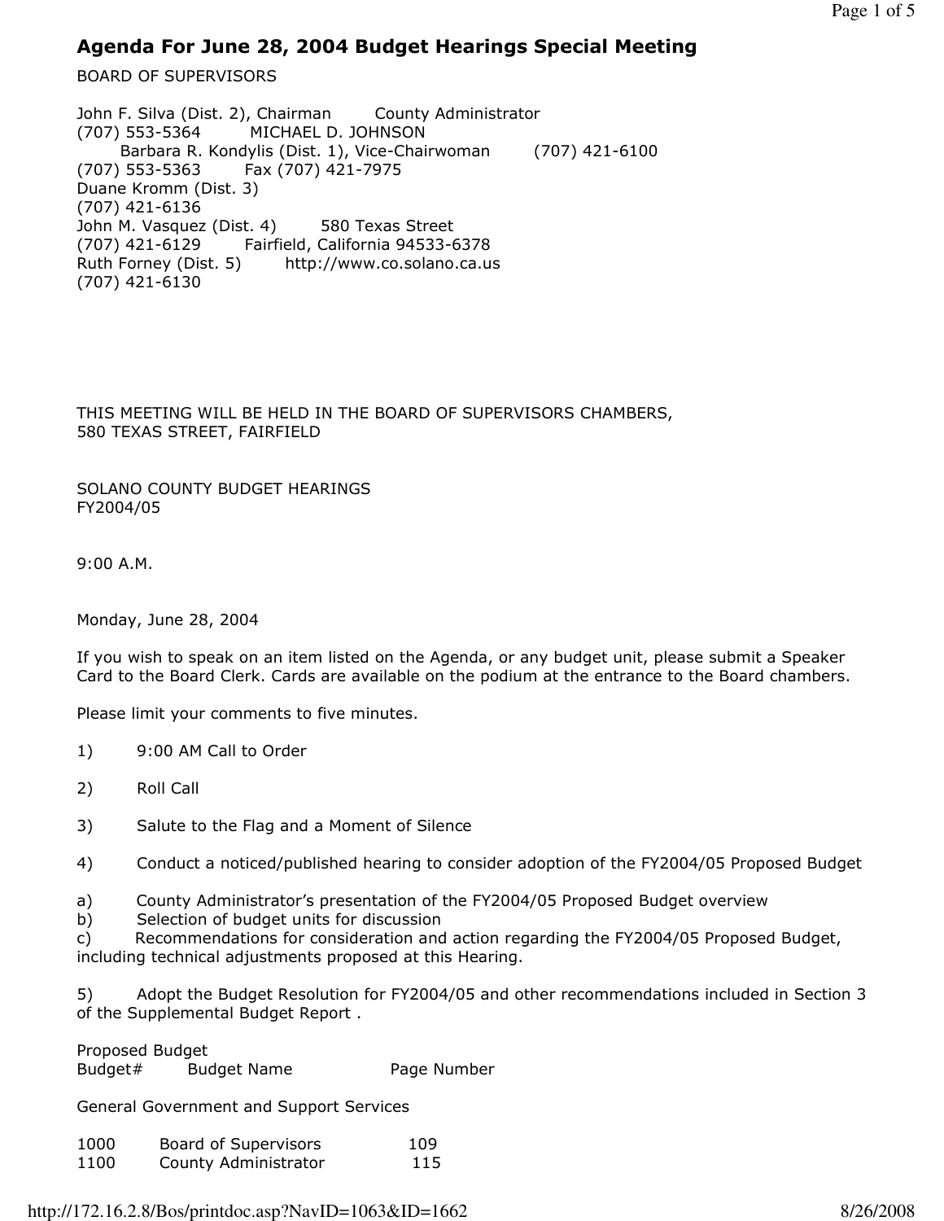# Agenda For June 28, 2004 Budget Hearings Special Meeting

BOARD OF SUPERVISORS

John F. Silva (Dist. 2), Chairman
(707) 553-5364
Barbara R. Kondylis (Dist. 1), Vice-Chairwoman
(707) 553-5363
Duane Kromm (Dist. 3)
(707) 421-6136
John M. Vasquez (Dist. 4)
(707) 421-6129
Ruth Forney (Dist. 5)
(707) 421-6130

County Administrator
MICHAEL D. JOHNSON
(707) 421-6100
Fax (707) 421-7975
580 Texas Street
Fairfield, California 94533-6378
http://www.co.solano.ca.us

THIS MEETING WILL BE HELD IN THE BOARD OF SUPERVISORS CHAMBERS,
580 TEXAS STREET, FAIRFIELD

SOLANO COUNTY BUDGET HEARINGS
FY2004/05

9:00 A.M.

Monday, June 28, 2004

If you wish to speak on an item listed on the Agenda, or any budget unit, please submit a Speaker Card to the Board Clerk. Cards are available on the podium at the entrance to the Board chambers.

Please limit your comments to five minutes.

1) 9:00 AM Call to Order

2) Roll Call

3) Salute to the Flag and a Moment of Silence

4) Conduct a noticed/published hearing to consider adoption of the FY2004/05 Proposed Budget

a) County Administrator's presentation of the FY2004/05 Proposed Budget overview
b) Selection of budget units for discussion
c) Recommendations for consideration and action regarding the FY2004/05 Proposed Budget, including technical adjustments proposed at this Hearing.

5) Adopt the Budget Resolution for FY2004/05 and other recommendations included in Section 3 of the Supplemental Budget Report .

Proposed Budget

| Budget# | Budget Name | Page Number |
|---|---|---|
| General Government and Support Services | | |
| 1000 | Board of Supervisors | 109 |
| 1100 | County Administrator | 115 |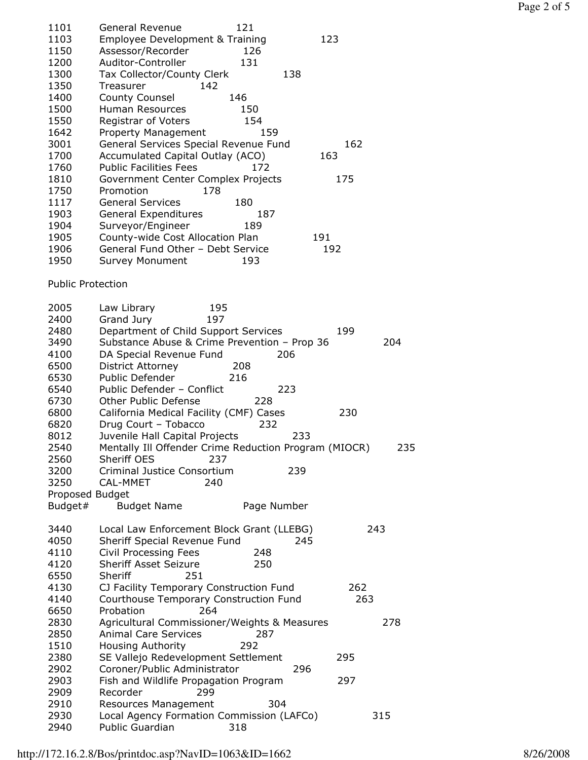| Budget# | Budget Name | Page Number |
|---|---|---|
| 1101 | General Revenue | 121 |
| 1103 | Employee Development & Training | 123 |
| 1150 | Assessor/Recorder | 126 |
| 1200 | Auditor-Controller | 131 |
| 1300 | Tax Collector/County Clerk | 138 |
| 1350 | Treasurer | 142 |
| 1400 | County Counsel | 146 |
| 1500 | Human Resources | 150 |
| 1550 | Registrar of Voters | 154 |
| 1642 | Property Management | 159 |
| 3001 | General Services Special Revenue Fund | 162 |
| 1700 | Accumulated Capital Outlay (ACO) | 163 |
| 1760 | Public Facilities Fees | 172 |
| 1810 | Government Center Complex Projects | 175 |
| 1750 | Promotion | 178 |
| 1117 | General Services | 180 |
| 1903 | General Expenditures | 187 |
| 1904 | Surveyor/Engineer | 189 |
| 1905 | County-wide Cost Allocation Plan | 191 |
| 1906 | General Fund Other – Debt Service | 192 |
| 1950 | Survey Monument | 193 |

Public Protection

| Budget# | Budget Name | Page Number |
|---|---|---|
| 2005 | Law Library | 195 |
| 2400 | Grand Jury | 197 |
| 2480 | Department of Child Support Services | 199 |
| 3490 | Substance Abuse & Crime Prevention – Prop 36 | 204 |
| 4100 | DA Special Revenue Fund | 206 |
| 6500 | District Attorney | 208 |
| 6530 | Public Defender | 216 |
| 6540 | Public Defender – Conflict | 223 |
| 6730 | Other Public Defense | 228 |
| 6800 | California Medical Facility (CMF) Cases | 230 |
| 6820 | Drug Court – Tobacco | 232 |
| 8012 | Juvenile Hall Capital Projects | 233 |
| 2540 | Mentally Ill Offender Crime Reduction Program (MIOCR) | 235 |
| 2560 | Sheriff OES | 237 |
| 3200 | Criminal Justice Consortium | 239 |
| 3250 | CAL-MMET | 240 |

Proposed Budget

| Budget# | Budget Name | Page Number |
|---|---|---|
| 3440 | Local Law Enforcement Block Grant (LLEBG) | 243 |
| 4050 | Sheriff Special Revenue Fund | 245 |
| 4110 | Civil Processing Fees | 248 |
| 4120 | Sheriff Asset Seizure | 250 |
| 6550 | Sheriff | 251 |
| 4130 | CJ Facility Temporary Construction Fund | 262 |
| 4140 | Courthouse Temporary Construction Fund | 263 |
| 6650 | Probation | 264 |
| 2830 | Agricultural Commissioner/Weights & Measures | 278 |
| 2850 | Animal Care Services | 287 |
| 1510 | Housing Authority | 292 |
| 2380 | SE Vallejo Redevelopment Settlement | 295 |
| 2902 | Coroner/Public Administrator | 296 |
| 2903 | Fish and Wildlife Propagation Program | 297 |
| 2909 | Recorder | 299 |
| 2910 | Resources Management | 304 |
| 2930 | Local Agency Formation Commission (LAFCo) | 315 |
| 2940 | Public Guardian | 318 |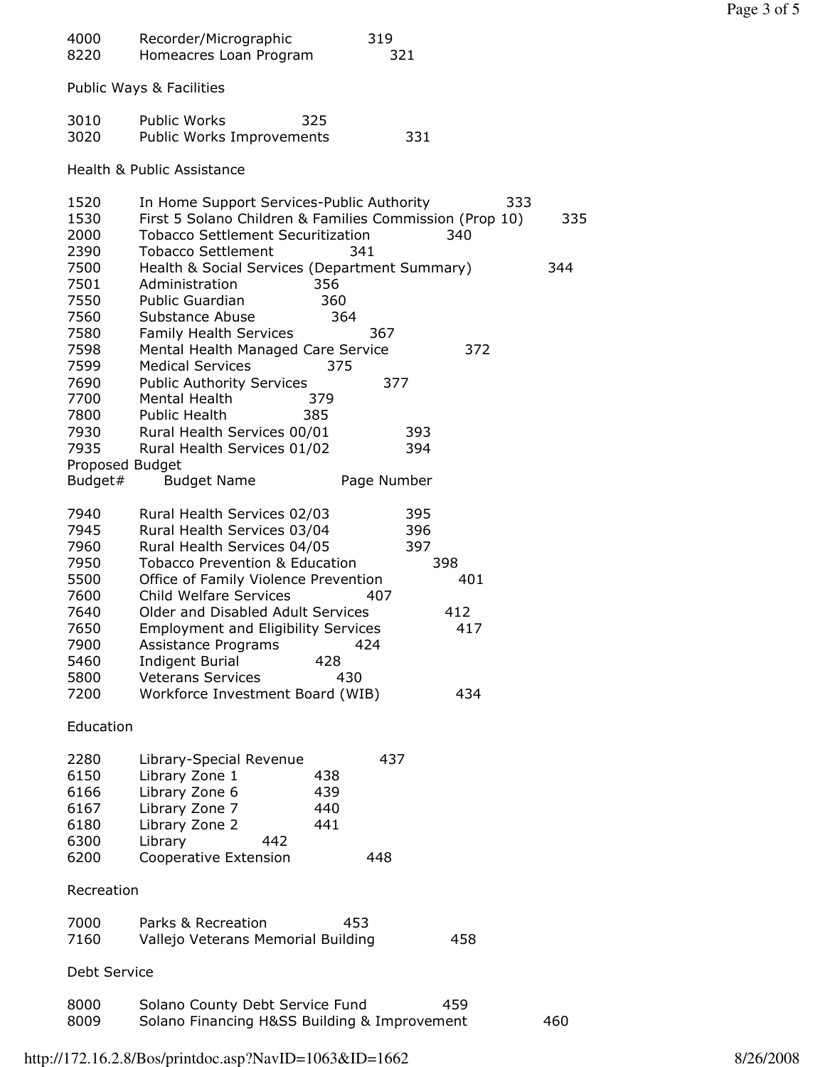| | | |
|---|---|---|
| 4000 | Recorder/Micrographic | 319 |
| 8220 | Homeacres Loan Program | 321 |

Public Ways & Facilities

| | | |
|---|---|---|
| 3010 | Public Works | 325 |
| 3020 | Public Works Improvements | 331 |

Health & Public Assistance

| | | |
|---|---|---|
| 1520 | In Home Support Services-Public Authority | 333 |
| 1530 | First 5 Solano Children & Families Commission (Prop 10) | 335 |
| 2000 | Tobacco Settlement Securitization | 340 |
| 2390 | Tobacco Settlement | 341 |
| 7500 | Health & Social Services (Department Summary) | 344 |
| 7501 | Administration | 356 |
| 7550 | Public Guardian | 360 |
| 7560 | Substance Abuse | 364 |
| 7580 | Family Health Services | 367 |
| 7598 | Mental Health Managed Care Service | 372 |
| 7599 | Medical Services | 375 |
| 7690 | Public Authority Services | 377 |
| 7700 | Mental Health | 379 |
| 7800 | Public Health | 385 |
| 7930 | Rural Health Services 00/01 | 393 |
| 7935 | Rural Health Services 01/02 | 394 |

Proposed Budget

| Budget# | Budget Name | Page Number |
|---|---|---|
| 7940 | Rural Health Services 02/03 | 395 |
| 7945 | Rural Health Services 03/04 | 396 |
| 7960 | Rural Health Services 04/05 | 397 |
| 7950 | Tobacco Prevention & Education | 398 |
| 5500 | Office of Family Violence Prevention | 401 |
| 7600 | Child Welfare Services | 407 |
| 7640 | Older and Disabled Adult Services | 412 |
| 7650 | Employment and Eligibility Services | 417 |
| 7900 | Assistance Programs | 424 |
| 5460 | Indigent Burial | 428 |
| 5800 | Veterans Services | 430 |
| 7200 | Workforce Investment Board (WIB) | 434 |

Education

| | | |
|---|---|---|
| 2280 | Library-Special Revenue | 437 |
| 6150 | Library Zone 1 | 438 |
| 6166 | Library Zone 6 | 439 |
| 6167 | Library Zone 7 | 440 |
| 6180 | Library Zone 2 | 441 |
| 6300 | Library | 442 |
| 6200 | Cooperative Extension | 448 |

Recreation

| | | |
|---|---|---|
| 7000 | Parks & Recreation | 453 |
| 7160 | Vallejo Veterans Memorial Building | 458 |

Debt Service

| | | |
|---|---|---|
| 8000 | Solano County Debt Service Fund | 459 |
| 8009 | Solano Financing H&SS Building & Improvement | 460 |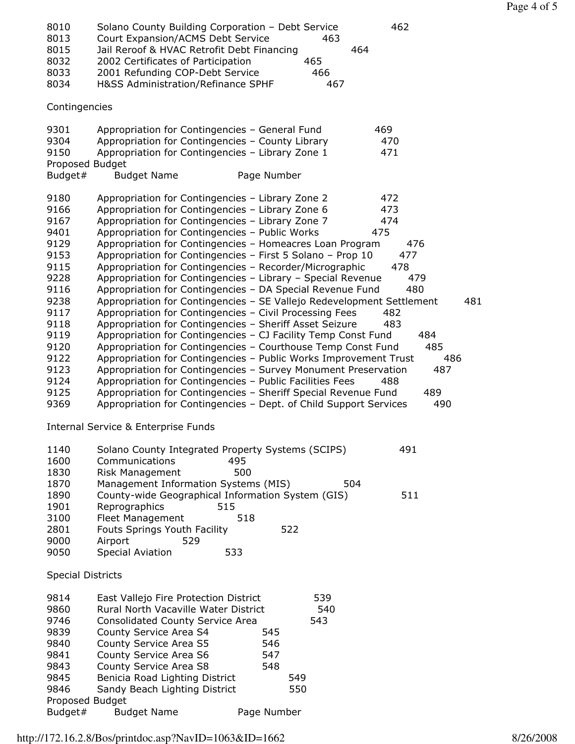| Budget# | Budget Name | Page Number |
|---|---|---|
| 8010 | Solano County Building Corporation – Debt Service | 462 |
| 8013 | Court Expansion/ACMS Debt Service | 463 |
| 8015 | Jail Reroof & HVAC Retrofit Debt Financing | 464 |
| 8032 | 2002 Certificates of Participation | 465 |
| 8033 | 2001 Refunding COP-Debt Service | 466 |
| 8034 | H&SS Administration/Refinance SPHF | 467 |

Contingencies

| Budget# | Budget Name | Page Number |
|---|---|---|
| 9301 | Appropriation for Contingencies – General Fund | 469 |
| 9304 | Appropriation for Contingencies – County Library | 470 |
| 9150 | Appropriation for Contingencies – Library Zone 1 | 471 |

Proposed Budget

| Budget# | Budget Name | Page Number |
|---|---|---|
| 9180 | Appropriation for Contingencies – Library Zone 2 | 472 |
| 9166 | Appropriation for Contingencies – Library Zone 6 | 473 |
| 9167 | Appropriation for Contingencies – Library Zone 7 | 474 |
| 9401 | Appropriation for Contingencies – Public Works | 475 |
| 9129 | Appropriation for Contingencies – Homeacres Loan Program | 476 |
| 9153 | Appropriation for Contingencies – First 5 Solano – Prop 10 | 477 |
| 9115 | Appropriation for Contingencies – Recorder/Micrographic | 478 |
| 9228 | Appropriation for Contingencies – Library – Special Revenue | 479 |
| 9116 | Appropriation for Contingencies – DA Special Revenue Fund | 480 |
| 9238 | Appropriation for Contingencies – SE Vallejo Redevelopment Settlement | 481 |
| 9117 | Appropriation for Contingencies – Civil Processing Fees | 482 |
| 9118 | Appropriation for Contingencies – Sheriff Asset Seizure | 483 |
| 9119 | Appropriation for Contingencies – CJ Facility Temp Const Fund | 484 |
| 9120 | Appropriation for Contingencies – Courthouse Temp Const Fund | 485 |
| 9122 | Appropriation for Contingencies – Public Works Improvement Trust | 486 |
| 9123 | Appropriation for Contingencies – Survey Monument Preservation | 487 |
| 9124 | Appropriation for Contingencies – Public Facilities Fees | 488 |
| 9125 | Appropriation for Contingencies – Sheriff Special Revenue Fund | 489 |
| 9369 | Appropriation for Contingencies – Dept. of Child Support Services | 490 |

Internal Service & Enterprise Funds

| Budget# | Budget Name | Page Number |
|---|---|---|
| 1140 | Solano County Integrated Property Systems (SCIPS) | 491 |
| 1600 | Communications | 495 |
| 1830 | Risk Management | 500 |
| 1870 | Management Information Systems (MIS) | 504 |
| 1890 | County-wide Geographical Information System (GIS) | 511 |
| 1901 | Reprographics | 515 |
| 3100 | Fleet Management | 518 |
| 2801 | Fouts Springs Youth Facility | 522 |
| 9000 | Airport | 529 |
| 9050 | Special Aviation | 533 |

Special Districts

| Budget# | Budget Name | Page Number |
|---|---|---|
| 9814 | East Vallejo Fire Protection District | 539 |
| 9860 | Rural North Vacaville Water District | 540 |
| 9746 | Consolidated County Service Area | 543 |
| 9839 | County Service Area S4 | 545 |
| 9840 | County Service Area S5 | 546 |
| 9841 | County Service Area S6 | 547 |
| 9843 | County Service Area S8 | 548 |
| 9845 | Benicia Road Lighting District | 549 |
| 9846 | Sandy Beach Lighting District | 550 |

Proposed Budget

| Budget# | Budget Name | Page Number |
|---|---|---|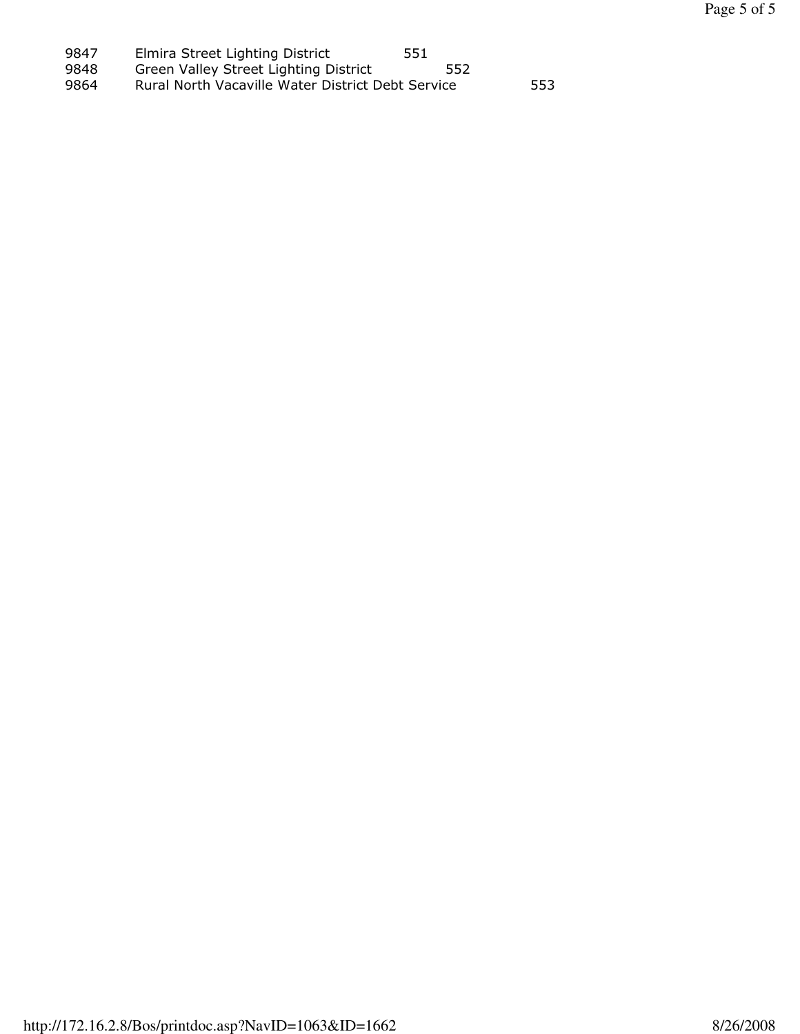| | | |
|---|---|---|
| 9847 | Elmira Street Lighting District | 551 |
| 9848 | Green Valley Street Lighting District | 552 |
| 9864 | Rural North Vacaville Water District Debt Service | 553 |